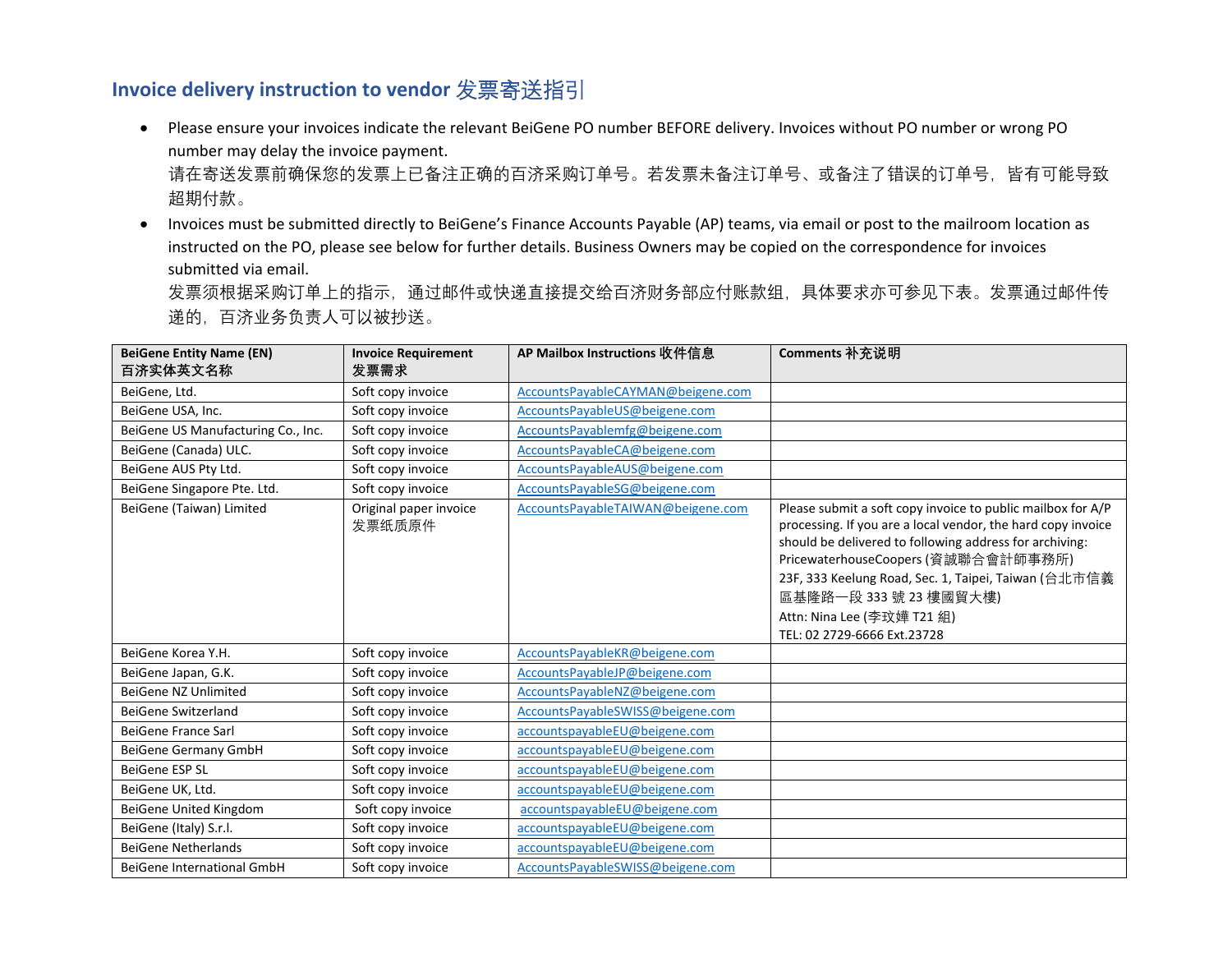## Invoice delivery instruction to vendor 发票寄送指引

- Please ensure your invoices indicate the relevant BeiGene PO number BEFORE delivery. Invoices without PO number or wrong PO number may delay the invoice payment.
  请在寄送发票前确保您的发票上已备注正确的百济采购订单号。若发票未备注订单号、或备注了错误的订单号，皆有可能导致超期付款。
- Invoices must be submitted directly to BeiGene's Finance Accounts Payable (AP) teams, via email or post to the mailroom location as instructed on the PO, please see below for further details. Business Owners may be copied on the correspondence for invoices submitted via email.
  发票须根据采购订单上的指示，通过邮件或快递直接提交给百济财务部应付账款组，具体要求亦可参见下表。发票通过邮件传递的，百济业务负责人可以被抄送。

| BeiGene Entity Name (EN) 百济实体英文名称 | Invoice Requirement 发票需求 | AP Mailbox Instructions 收件信息 | Comments 补充说明 |
|---|---|---|---|
| BeiGene, Ltd. | Soft copy invoice | AccountsPayableCAYMAN@beigene.com | |
| BeiGene USA, Inc. | Soft copy invoice | AccountsPayableUS@beigene.com | |
| BeiGene US Manufacturing Co., Inc. | Soft copy invoice | AccountsPayablemfg@beigene.com | |
| BeiGene (Canada) ULC. | Soft copy invoice | AccountsPayableCA@beigene.com | |
| BeiGene AUS Pty Ltd. | Soft copy invoice | AccountsPayableAUS@beigene.com | |
| BeiGene Singapore Pte. Ltd. | Soft copy invoice | AccountsPayableSG@beigene.com | |
| BeiGene (Taiwan) Limited | Original paper invoice 发票纸质原件 | AccountsPayableTAIWAN@beigene.com | Please submit a soft copy invoice to public mailbox for A/P processing. If you are a local vendor, the hard copy invoice should be delivered to following address for archiving: PricewaterhouseCoopers (資誠聯合會計師事務所) 23F, 333 Keelung Road, Sec. 1, Taipei, Taiwan (台北市信義區基隆路一段 333 號 23 樓國貿大樓) Attn: Nina Lee (李玟嬅 T21 組) TEL: 02 2729-6666 Ext.23728 |
| BeiGene Korea Y.H. | Soft copy invoice | AccountsPayableKR@beigene.com | |
| BeiGene Japan, G.K. | Soft copy invoice | AccountsPayableJP@beigene.com | |
| BeiGene NZ Unlimited | Soft copy invoice | AccountsPayableNZ@beigene.com | |
| BeiGene Switzerland | Soft copy invoice | AccountsPayableSWISS@beigene.com | |
| BeiGene France Sarl | Soft copy invoice | accountspayableEU@beigene.com | |
| BeiGene Germany GmbH | Soft copy invoice | accountspayableEU@beigene.com | |
| BeiGene ESP SL | Soft copy invoice | accountspayableEU@beigene.com | |
| BeiGene UK, Ltd. | Soft copy invoice | accountspayableEU@beigene.com | |
| BeiGene United Kingdom | Soft copy invoice | accountspayableEU@beigene.com | |
| BeiGene (Italy) S.r.l. | Soft copy invoice | accountspayableEU@beigene.com | |
| BeiGene Netherlands | Soft copy invoice | accountspayableEU@beigene.com | |
| BeiGene International GmbH | Soft copy invoice | AccountsPayableSWISS@beigene.com | |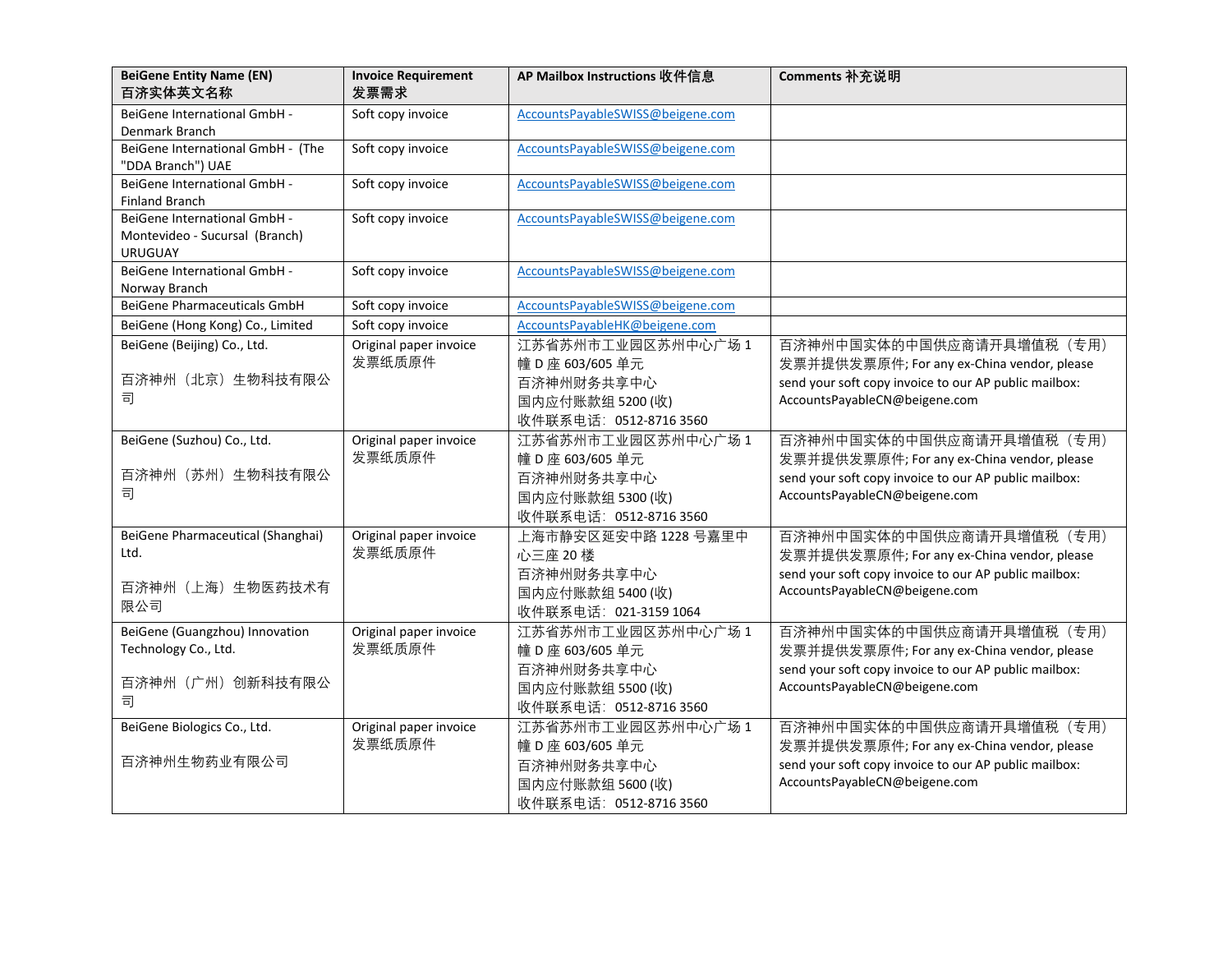| BeiGene Entity Name (EN)<br>百济实体英文名称 | Invoice Requirement<br>发票需求 | AP Mailbox Instructions 收件信息 | Comments 补充说明 |
|---|---|---|---|
| BeiGene International GmbH - Denmark Branch | Soft copy invoice | AccountsPayableSWISS@beigene.com | |
| BeiGene International GmbH - (The "DDA Branch") UAE | Soft copy invoice | AccountsPayableSWISS@beigene.com | |
| BeiGene International GmbH - Finland Branch | Soft copy invoice | AccountsPayableSWISS@beigene.com | |
| BeiGene International GmbH - Montevideo - Sucursal (Branch) URUGUAY | Soft copy invoice | AccountsPayableSWISS@beigene.com | |
| BeiGene International GmbH - Norway Branch | Soft copy invoice | AccountsPayableSWISS@beigene.com | |
| BeiGene Pharmaceuticals GmbH | Soft copy invoice | AccountsPayableSWISS@beigene.com | |
| BeiGene (Hong Kong) Co., Limited | Soft copy invoice | AccountsPayableHK@beigene.com | |
| BeiGene (Beijing) Co., Ltd.<br><br>百济神州（北京）生物科技有限公司 | Original paper invoice<br>发票纸质原件 | 江苏省苏州市工业园区苏州中心广场 1 幢 D 座 603/605 单元<br>百济神州财务共享中心<br>国内应付账款组 5200 (收)<br>收件联系电话：0512-8716 3560 | 百济神州中国实体的中国供应商请开具增值税（专用）发票并提供发票原件; For any ex-China vendor, please send your soft copy invoice to our AP public mailbox: AccountsPayableCN@beigene.com |
| BeiGene (Suzhou) Co., Ltd.<br><br>百济神州（苏州）生物科技有限公司 | Original paper invoice<br>发票纸质原件 | 江苏省苏州市工业园区苏州中心广场 1 幢 D 座 603/605 单元<br>百济神州财务共享中心<br>国内应付账款组 5300 (收)<br>收件联系电话：0512-8716 3560 | 百济神州中国实体的中国供应商请开具增值税（专用）发票并提供发票原件; For any ex-China vendor, please send your soft copy invoice to our AP public mailbox: AccountsPayableCN@beigene.com |
| BeiGene Pharmaceutical (Shanghai) Ltd.<br><br>百济神州（上海）生物医药技术有限公司 | Original paper invoice<br>发票纸质原件 | 上海市静安区延安中路 1228 号嘉里中心三座 20 楼<br>百济神州财务共享中心<br>国内应付账款组 5400 (收)<br>收件联系电话：021-3159 1064 | 百济神州中国实体的中国供应商请开具增值税（专用）发票并提供发票原件; For any ex-China vendor, please send your soft copy invoice to our AP public mailbox: AccountsPayableCN@beigene.com |
| BeiGene (Guangzhou) Innovation Technology Co., Ltd.<br><br>百济神州（广州）创新科技有限公司 | Original paper invoice<br>发票纸质原件 | 江苏省苏州市工业园区苏州中心广场 1 幢 D 座 603/605 单元<br>百济神州财务共享中心<br>国内应付账款组 5500 (收)<br>收件联系电话：0512-8716 3560 | 百济神州中国实体的中国供应商请开具增值税（专用）发票并提供发票原件; For any ex-China vendor, please send your soft copy invoice to our AP public mailbox: AccountsPayableCN@beigene.com |
| BeiGene Biologics Co., Ltd.<br><br>百济神州生物药业有限公司 | Original paper invoice<br>发票纸质原件 | 江苏省苏州市工业园区苏州中心广场 1 幢 D 座 603/605 单元<br>百济神州财务共享中心<br>国内应付账款组 5600 (收)<br>收件联系电话：0512-8716 3560 | 百济神州中国实体的中国供应商请开具增值税（专用）发票并提供发票原件; For any ex-China vendor, please send your soft copy invoice to our AP public mailbox: AccountsPayableCN@beigene.com |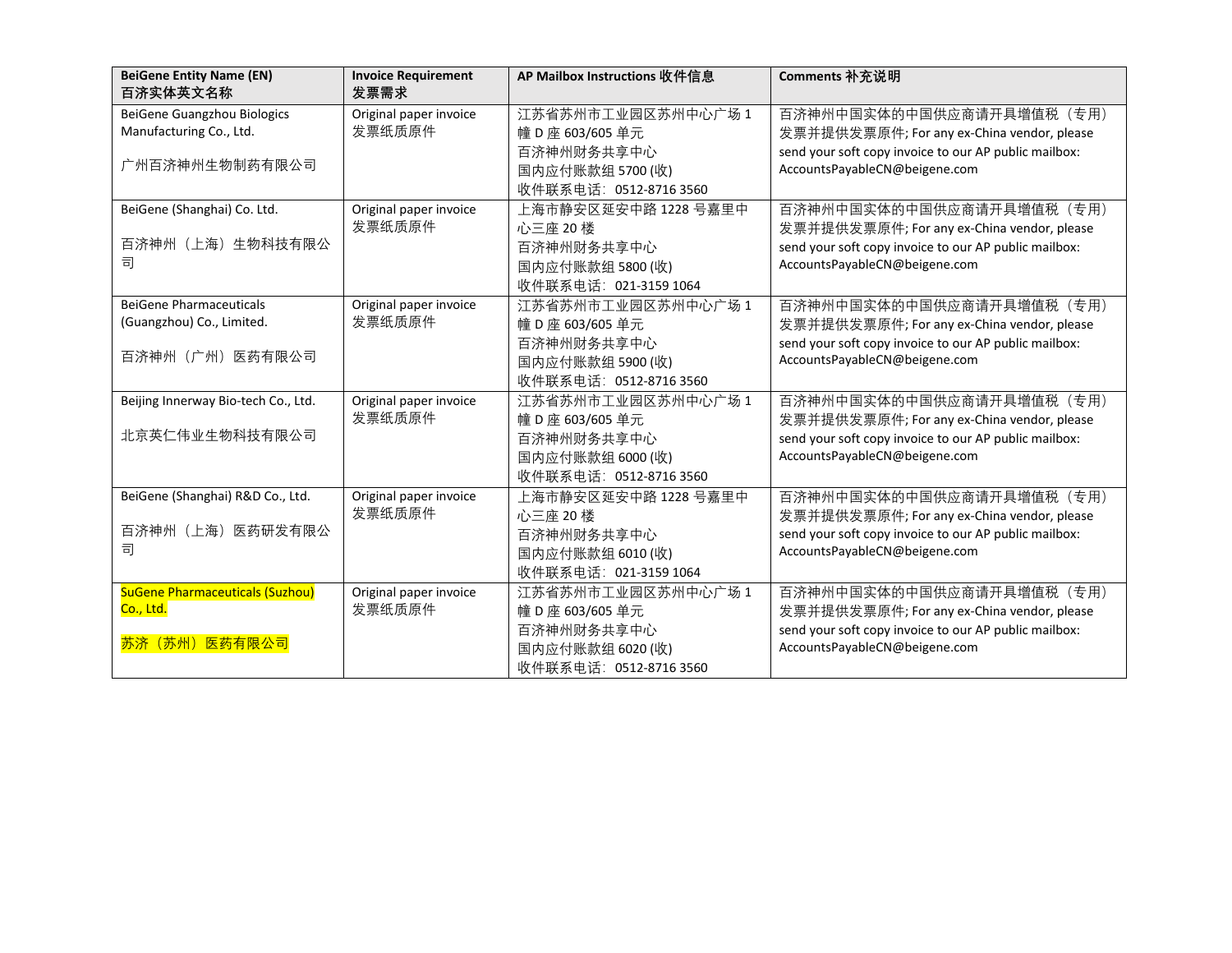| BeiGene Entity Name (EN)<br>百济实体英文名称 | Invoice Requirement<br>发票需求 | AP Mailbox Instructions 收件信息 | Comments 补充说明 |
| --- | --- | --- | --- |
| BeiGene Guangzhou Biologics Manufacturing Co., Ltd.<br><br>广州百济神州生物制药有限公司 | Original paper invoice<br>发票纸质原件 | 江苏省苏州市工业园区苏州中心广场 1 幢 D 座 603/605 单元<br>百济神州财务共享中心<br>国内应付账款组 5700 (收)<br>收件联系电话：0512-8716 3560 | 百济神州中国实体的中国供应商请开具增值税（专用）发票并提供发票原件; For any ex-China vendor, please send your soft copy invoice to our AP public mailbox: AccountsPayableCN@beigene.com |
| BeiGene (Shanghai) Co. Ltd.<br><br>百济神州（上海）生物科技有限公司 | Original paper invoice<br>发票纸质原件 | 上海市静安区延安中路 1228 号嘉里中心三座 20 楼<br>百济神州财务共享中心<br>国内应付账款组 5800 (收)<br>收件联系电话：021-3159 1064 | 百济神州中国实体的中国供应商请开具增值税（专用）发票并提供发票原件; For any ex-China vendor, please send your soft copy invoice to our AP public mailbox: AccountsPayableCN@beigene.com |
| BeiGene Pharmaceuticals (Guangzhou) Co., Limited.<br><br>百济神州（广州）医药有限公司 | Original paper invoice<br>发票纸质原件 | 江苏省苏州市工业园区苏州中心广场 1 幢 D 座 603/605 单元<br>百济神州财务共享中心<br>国内应付账款组 5900 (收)<br>收件联系电话：0512-8716 3560 | 百济神州中国实体的中国供应商请开具增值税（专用）发票并提供发票原件; For any ex-China vendor, please send your soft copy invoice to our AP public mailbox: AccountsPayableCN@beigene.com |
| Beijing Innerway Bio-tech Co., Ltd.<br><br>北京英仁伟业生物科技有限公司 | Original paper invoice<br>发票纸质原件 | 江苏省苏州市工业园区苏州中心广场 1 幢 D 座 603/605 单元<br>百济神州财务共享中心<br>国内应付账款组 6000 (收)<br>收件联系电话：0512-8716 3560 | 百济神州中国实体的中国供应商请开具增值税（专用）发票并提供发票原件; For any ex-China vendor, please send your soft copy invoice to our AP public mailbox: AccountsPayableCN@beigene.com |
| BeiGene (Shanghai) R&D Co., Ltd.<br><br>百济神州（上海）医药研发有限公司 | Original paper invoice<br>发票纸质原件 | 上海市静安区延安中路 1228 号嘉里中心三座 20 楼<br>百济神州财务共享中心<br>国内应付账款组 6010 (收)<br>收件联系电话：021-3159 1064 | 百济神州中国实体的中国供应商请开具增值税（专用）发票并提供发票原件; For any ex-China vendor, please send your soft copy invoice to our AP public mailbox: AccountsPayableCN@beigene.com |
| SuGene Pharmaceuticals (Suzhou) Co., Ltd.<br><br>苏济（苏州）医药有限公司 | Original paper invoice<br>发票纸质原件 | 江苏省苏州市工业园区苏州中心广场 1 幢 D 座 603/605 单元<br>百济神州财务共享中心<br>国内应付账款组 6020 (收)<br>收件联系电话：0512-8716 3560 | 百济神州中国实体的中国供应商请开具增值税（专用）发票并提供发票原件; For any ex-China vendor, please send your soft copy invoice to our AP public mailbox: AccountsPayableCN@beigene.com |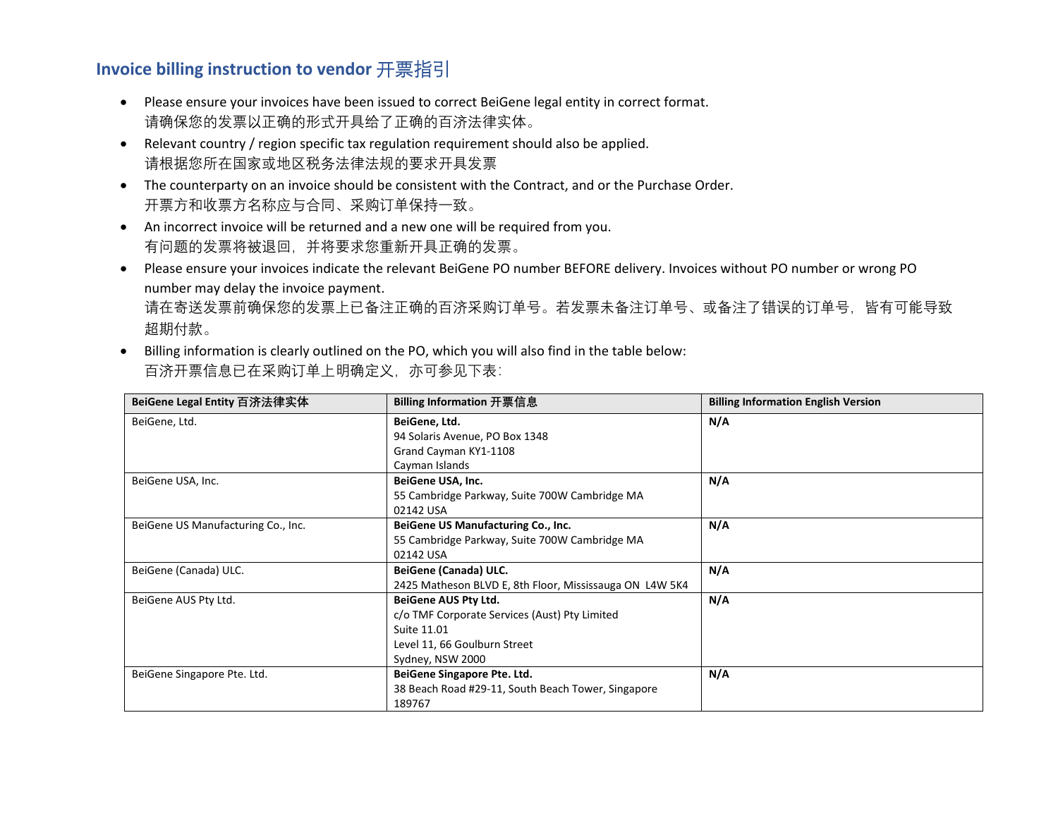## Invoice billing instruction to vendor 开票指引

- Please ensure your invoices have been issued to correct BeiGene legal entity in correct format.
  请确保您的发票以正确的形式开具给了正确的百济法律实体。
- Relevant country / region specific tax regulation requirement should also be applied.
  请根据您所在国家或地区税务法律法规的要求开具发票
- The counterparty on an invoice should be consistent with the Contract, and or the Purchase Order.
  开票方和收票方名称应与合同、采购订单保持一致。
- An incorrect invoice will be returned and a new one will be required from you.
  有问题的发票将被退回，并将要求您重新开具正确的发票。
- Please ensure your invoices indicate the relevant BeiGene PO number BEFORE delivery. Invoices without PO number or wrong PO number may delay the invoice payment.
  请在寄送发票前确保您的发票上已备注正确的百济采购订单号。若发票未备注订单号、或备注了错误的订单号，皆有可能导致超期付款。
- Billing information is clearly outlined on the PO, which you will also find in the table below:
  百济开票信息已在采购订单上明确定义，亦可参见下表：

| BeiGene Legal Entity 百济法律实体 | Billing Information 开票信息 | Billing Information English Version |
|---|---|---|
| BeiGene, Ltd. | **BeiGene, Ltd.**<br>94 Solaris Avenue, PO Box 1348<br>Grand Cayman KY1-1108<br>Cayman Islands | **N/A** |
| BeiGene USA, Inc. | **BeiGene USA, Inc.**<br>55 Cambridge Parkway, Suite 700W Cambridge MA 02142 USA | **N/A** |
| BeiGene US Manufacturing Co., Inc. | **BeiGene US Manufacturing Co., Inc.**<br>55 Cambridge Parkway, Suite 700W Cambridge MA 02142 USA | **N/A** |
| BeiGene (Canada) ULC. | **BeiGene (Canada) ULC.**<br>2425 Matheson BLVD E, 8th Floor, Mississauga ON L4W 5K4 | **N/A** |
| BeiGene AUS Pty Ltd. | **BeiGene AUS Pty Ltd.**<br>c/o TMF Corporate Services (Aust) Pty Limited<br>Suite 11.01<br>Level 11, 66 Goulburn Street<br>Sydney, NSW 2000 | **N/A** |
| BeiGene Singapore Pte. Ltd. | **BeiGene Singapore Pte. Ltd.**<br>38 Beach Road #29-11, South Beach Tower, Singapore 189767 | **N/A** |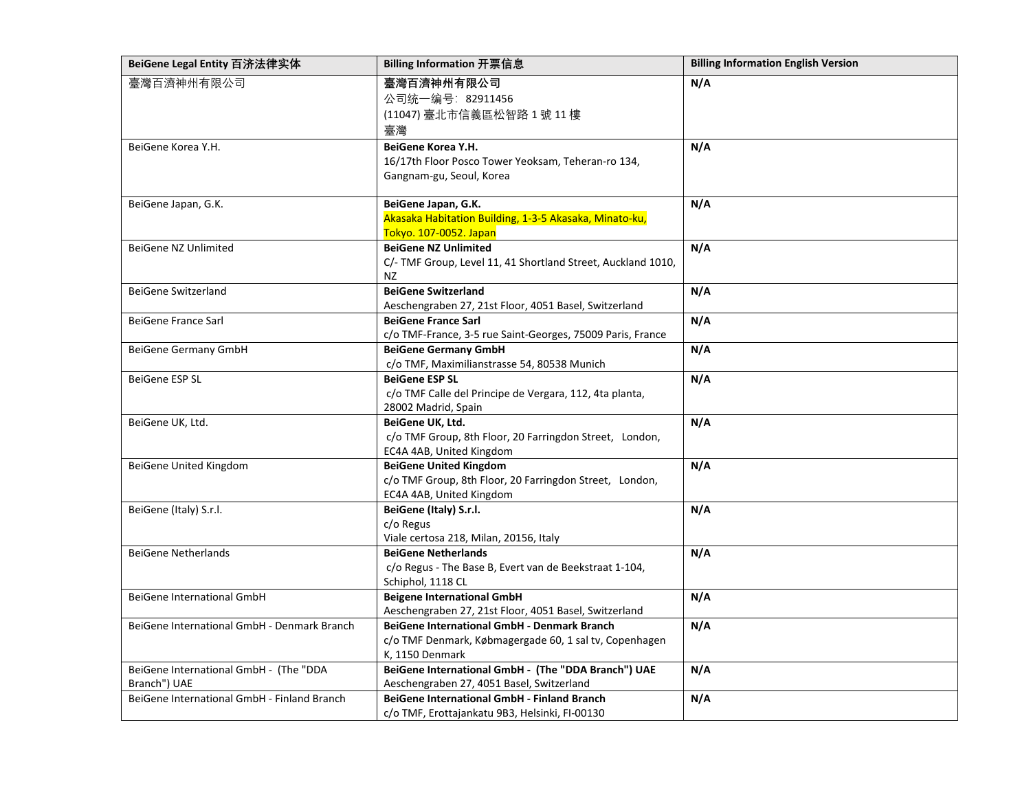| BeiGene Legal Entity 百济法律实体 | Billing Information 开票信息 | Billing Information English Version |
|---|---|---|
| 臺灣百濟神州有限公司 | **臺灣百濟神州有限公司**<br>公司统一编号：82911456<br>(11047) 臺北市信義區松智路 1 號 11 樓<br>臺灣 | **N/A** |
| BeiGene Korea Y.H. | **BeiGene Korea Y.H.**<br>16/17th Floor Posco Tower Yeoksam, Teheran-ro 134, Gangnam-gu, Seoul, Korea | **N/A** |
| BeiGene Japan, G.K. | **BeiGene Japan, G.K.**<br>Akasaka Habitation Building, 1-3-5 Akasaka, Minato-ku, Tokyo. 107-0052. Japan | **N/A** |
| BeiGene NZ Unlimited | **BeiGene NZ Unlimited**<br>C/- TMF Group, Level 11, 41 Shortland Street, Auckland 1010, NZ | **N/A** |
| BeiGene Switzerland | **BeiGene Switzerland**<br>Aeschengraben 27, 21st Floor, 4051 Basel, Switzerland | **N/A** |
| BeiGene France Sarl | **BeiGene France Sarl**<br>c/o TMF-France, 3-5 rue Saint-Georges, 75009 Paris, France | **N/A** |
| BeiGene Germany GmbH | **BeiGene Germany GmbH**<br>c/o TMF, Maximilianstrasse 54, 80538 Munich | **N/A** |
| BeiGene ESP SL | **BeiGene ESP SL**<br>c/o TMF Calle del Principe de Vergara, 112, 4ta planta, 28002 Madrid, Spain | **N/A** |
| BeiGene UK, Ltd. | **BeiGene UK, Ltd.**<br>c/o TMF Group, 8th Floor, 20 Farringdon Street, London, EC4A 4AB, United Kingdom | **N/A** |
| BeiGene United Kingdom | **BeiGene United Kingdom**<br>c/o TMF Group, 8th Floor, 20 Farringdon Street, London, EC4A 4AB, United Kingdom | **N/A** |
| BeiGene (Italy) S.r.l. | **BeiGene (Italy) S.r.l.**<br>c/o Regus<br>Viale certosa 218, Milan, 20156, Italy | **N/A** |
| BeiGene Netherlands | **BeiGene Netherlands**<br>c/o Regus - The Base B, Evert van de Beekstraat 1-104, Schiphol, 1118 CL | **N/A** |
| BeiGene International GmbH | **Beigene International GmbH**<br>Aeschengraben 27, 21st Floor, 4051 Basel, Switzerland | **N/A** |
| BeiGene International GmbH - Denmark Branch | **BeiGene International GmbH - Denmark Branch**<br>c/o TMF Denmark, Købmagergade 60, 1 sal tv, Copenhagen K, 1150 Denmark | **N/A** |
| BeiGene International GmbH - (The "DDA Branch") UAE | **BeiGene International GmbH - (The "DDA Branch") UAE**<br>Aeschengraben 27, 4051 Basel, Switzerland | **N/A** |
| BeiGene International GmbH - Finland Branch | **BeiGene International GmbH - Finland Branch**<br>c/o TMF, Erottajankatu 9B3, Helsinki, FI-00130 | **N/A** |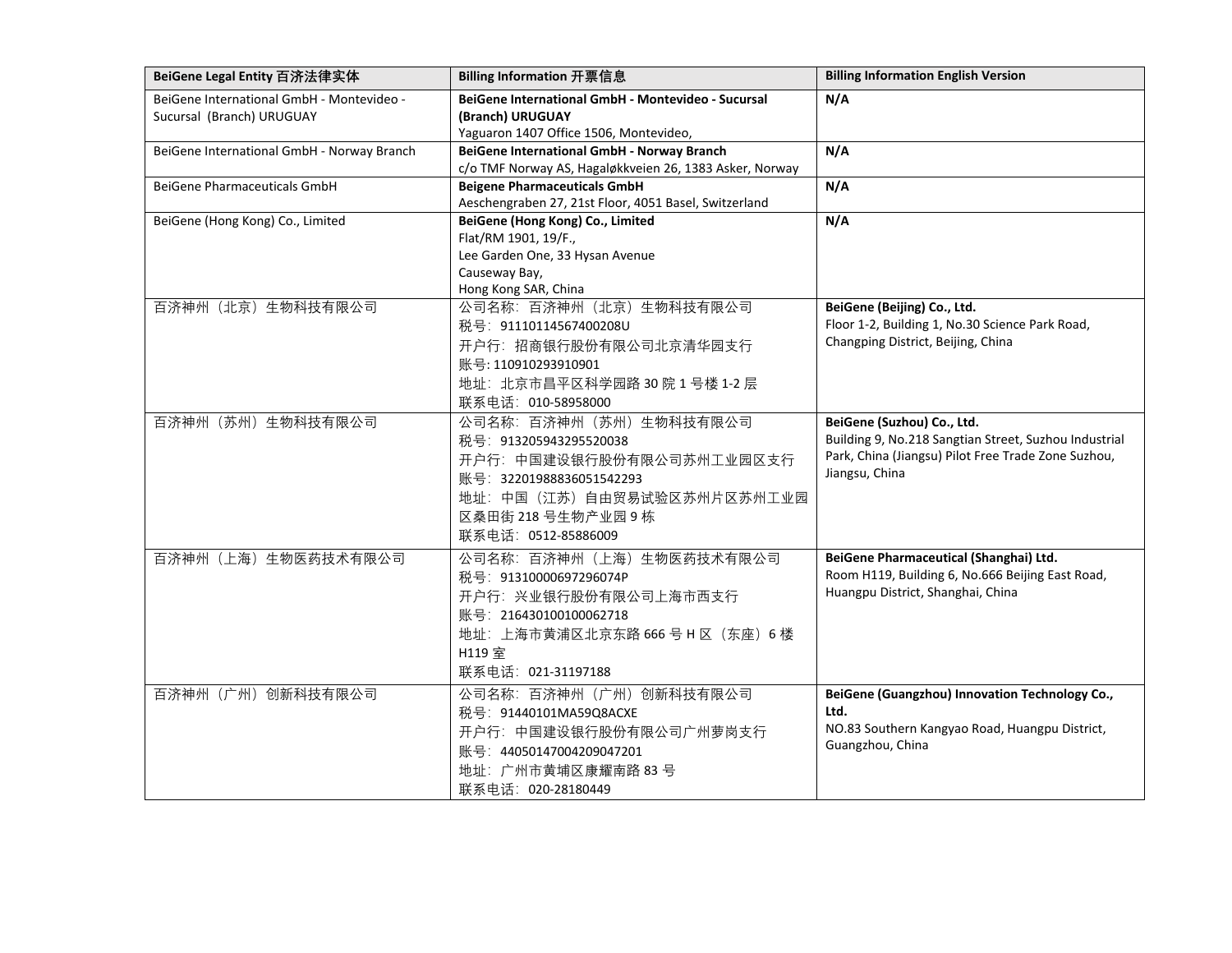| BeiGene Legal Entity 百济法律实体 | Billing Information 开票信息 | Billing Information English Version |
|---|---|---|
| BeiGene International GmbH - Montevideo - Sucursal (Branch) URUGUAY | **BeiGene International GmbH - Montevideo - Sucursal (Branch) URUGUAY**<br>Yaguaron 1407 Office 1506, Montevideo, | **N/A** |
| BeiGene International GmbH - Norway Branch | **BeiGene International GmbH - Norway Branch**<br>c/o TMF Norway AS, Hagaløkkveien 26, 1383 Asker, Norway | **N/A** |
| BeiGene Pharmaceuticals GmbH | **Beigene Pharmaceuticals GmbH**<br>Aeschengraben 27, 21st Floor, 4051 Basel, Switzerland | **N/A** |
| BeiGene (Hong Kong) Co., Limited | **BeiGene (Hong Kong) Co., Limited**<br>Flat/RM 1901, 19/F.,<br>Lee Garden One, 33 Hysan Avenue<br>Causeway Bay,<br>Hong Kong SAR, China | **N/A** |
| 百济神州（北京）生物科技有限公司 | 公司名称：百济神州（北京）生物科技有限公司<br>税号：91110114567400208U<br>开户行：招商银行股份有限公司北京清华园支行<br>账号: 110910293910901<br>地址：北京市昌平区科学园路 30 院 1 号楼 1-2 层<br>联系电话：010-58958000 | **BeiGene (Beijing) Co., Ltd.**<br>Floor 1-2, Building 1, No.30 Science Park Road, Changping District, Beijing, China |
| 百济神州（苏州）生物科技有限公司 | 公司名称：百济神州（苏州）生物科技有限公司<br>税号：913205943295520038<br>开户行：中国建设银行股份有限公司苏州工业园区支行<br>账号：32201988836051542293<br>地址：中国（江苏）自由贸易试验区苏州片区苏州工业园区桑田街 218 号生物产业园 9 栋<br>联系电话：0512-85886009 | **BeiGene (Suzhou) Co., Ltd.**<br>Building 9, No.218 Sangtian Street, Suzhou Industrial Park, China (Jiangsu) Pilot Free Trade Zone Suzhou, Jiangsu, China |
| 百济神州（上海）生物医药技术有限公司 | 公司名称：百济神州（上海）生物医药技术有限公司<br>税号：91310000697296074P<br>开户行：兴业银行股份有限公司上海市西支行<br>账号：216430100100062718<br>地址：上海市黄浦区北京东路 666 号 H 区（东座）6 楼 H119 室<br>联系电话：021-31197188 | **BeiGene Pharmaceutical (Shanghai) Ltd.**<br>Room H119, Building 6, No.666 Beijing East Road, Huangpu District, Shanghai, China |
| 百济神州（广州）创新科技有限公司 | 公司名称：百济神州（广州）创新科技有限公司<br>税号：91440101MA59Q8ACXE<br>开户行：中国建设银行股份有限公司广州萝岗支行<br>账号：44050147004209047201<br>地址：广州市黄埔区康耀南路 83 号<br>联系电话：020-28180449 | **BeiGene (Guangzhou) Innovation Technology Co., Ltd.**<br>NO.83 Southern Kangyao Road, Huangpu District, Guangzhou, China |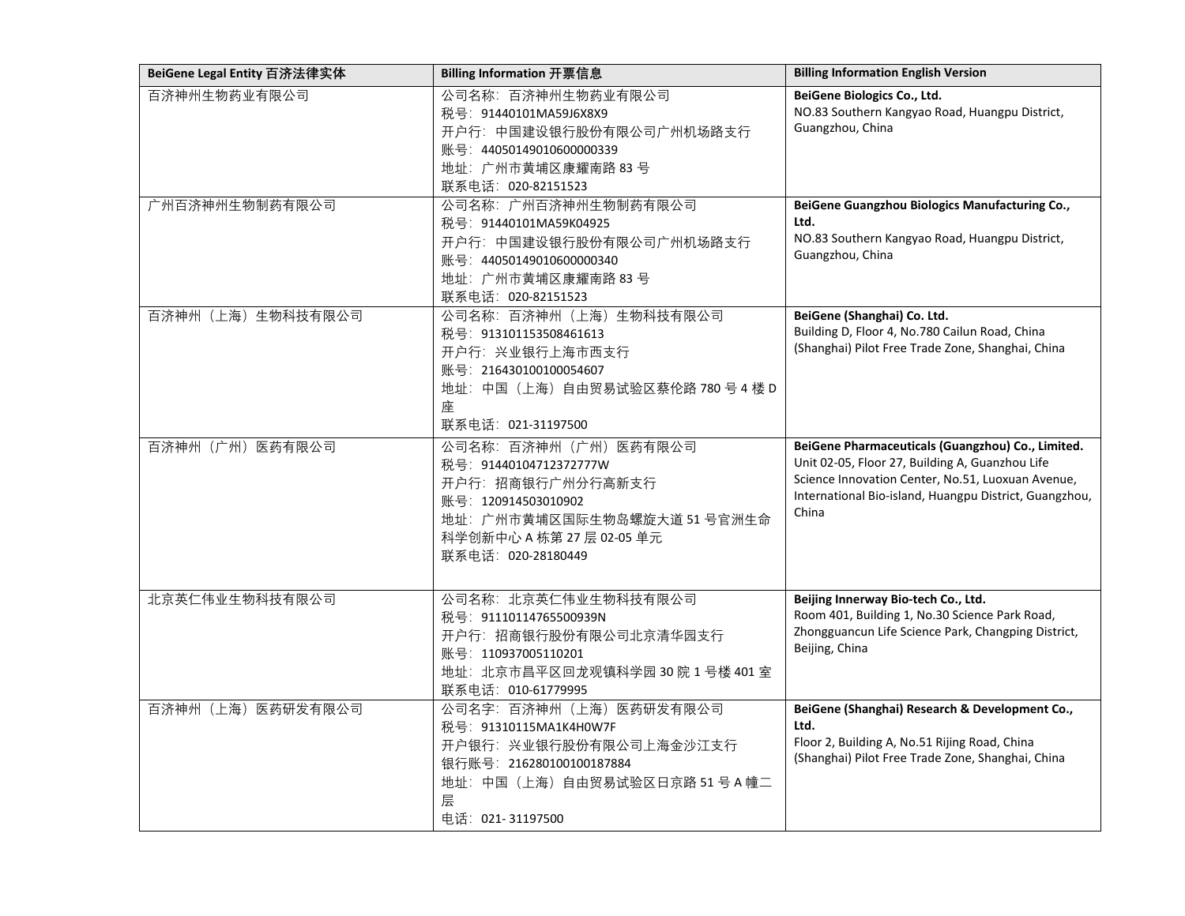| BeiGene Legal Entity 百济法律实体 | Billing Information 开票信息 | Billing Information English Version |
|---|---|---|
| 百济神州生物药业有限公司 | 公司名称：百济神州生物药业有限公司<br>税号：91440101MA59J6X8X9<br>开户行：中国建设银行股份有限公司广州机场路支行<br>账号：44050149010600000339<br>地址：广州市黄埔区康耀南路 83 号<br>联系电话：020-82151523 | **BeiGene Biologics Co., Ltd.**<br>NO.83 Southern Kangyao Road, Huangpu District, Guangzhou, China |
| 广州百济神州生物制药有限公司 | 公司名称：广州百济神州生物制药有限公司<br>税号：91440101MA59K04925<br>开户行：中国建设银行股份有限公司广州机场路支行<br>账号：44050149010600000340<br>地址：广州市黄埔区康耀南路 83 号<br>联系电话：020-82151523 | **BeiGene Guangzhou Biologics Manufacturing Co., Ltd.**<br>NO.83 Southern Kangyao Road, Huangpu District, Guangzhou, China |
| 百济神州（上海）生物科技有限公司 | 公司名称：百济神州（上海）生物科技有限公司<br>税号：913101153508461613<br>开户行：兴业银行上海市西支行<br>账号：216430100100054607<br>地址：中国（上海）自由贸易试验区蔡伦路 780 号 4 楼 D 座<br>联系电话：021-31197500 | **BeiGene (Shanghai) Co. Ltd.**<br>Building D, Floor 4, No.780 Cailun Road, China (Shanghai) Pilot Free Trade Zone, Shanghai, China |
| 百济神州（广州）医药有限公司 | 公司名称：百济神州（广州）医药有限公司<br>税号：91440104712372777W<br>开户行：招商银行广州分行高新支行<br>账号：120914503010902<br>地址：广州市黄埔区国际生物岛螺旋大道 51 号官洲生命科学创新中心 A 栋第 27 层 02-05 单元<br>联系电话：020-28180449 | **BeiGene Pharmaceuticals (Guangzhou) Co., Limited.**<br>Unit 02-05, Floor 27, Building A, Guanzhou Life Science Innovation Center, No.51, Luoxuan Avenue, International Bio-island, Huangpu District, Guangzhou, China |
| 北京英仁伟业生物科技有限公司 | 公司名称：北京英仁伟业生物科技有限公司<br>税号：91110114765500939N<br>开户行：招商银行股份有限公司北京清华园支行<br>账号：110937005110201<br>地址：北京市昌平区回龙观镇科学园 30 院 1 号楼 401 室<br>联系电话：010-61779995 | **Beijing Innerway Bio-tech Co., Ltd.**<br>Room 401, Building 1, No.30 Science Park Road, Zhongguancun Life Science Park, Changping District, Beijing, China |
| 百济神州（上海）医药研发有限公司 | 公司名字：百济神州（上海）医药研发有限公司<br>税号：91310115MA1K4H0W7F<br>开户银行：兴业银行股份有限公司上海金沙江支行<br>银行账号：216280100100187884<br>地址：中国（上海）自由贸易试验区日京路 51 号 A 幢二层<br>电话：021- 31197500 | **BeiGene (Shanghai) Research & Development Co., Ltd.**<br>Floor 2, Building A, No.51 Rijing Road, China (Shanghai) Pilot Free Trade Zone, Shanghai, China |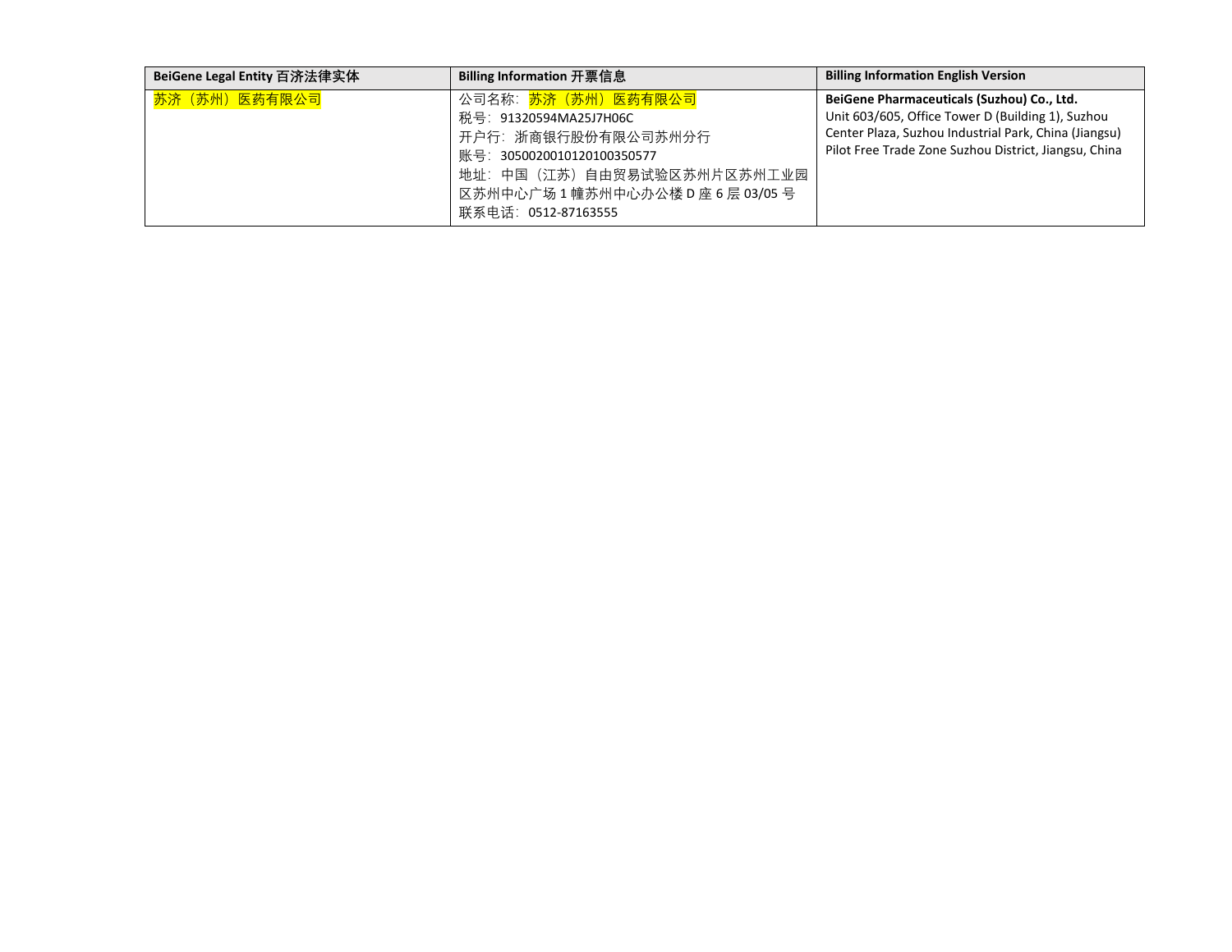| BeiGene Legal Entity 百济法律实体 | Billing Information 开票信息 | Billing Information English Version |
| --- | --- | --- |
| 苏济（苏州）医药有限公司 | 公司名称：苏济（苏州）医药有限公司<br>税号：91320594MA25J7H06C<br>开户行：浙商银行股份有限公司苏州分行<br>账号：3050020010120100350577<br>地址：中国（江苏）自由贸易试验区苏州片区苏州工业园区苏州中心广场 1 幢苏州中心办公楼 D 座 6 层 03/05 号<br>联系电话：0512-87163555 | **BeiGene Pharmaceuticals (Suzhou) Co., Ltd.**<br>Unit 603/605, Office Tower D (Building 1), Suzhou Center Plaza, Suzhou Industrial Park, China (Jiangsu) Pilot Free Trade Zone Suzhou District, Jiangsu, China |